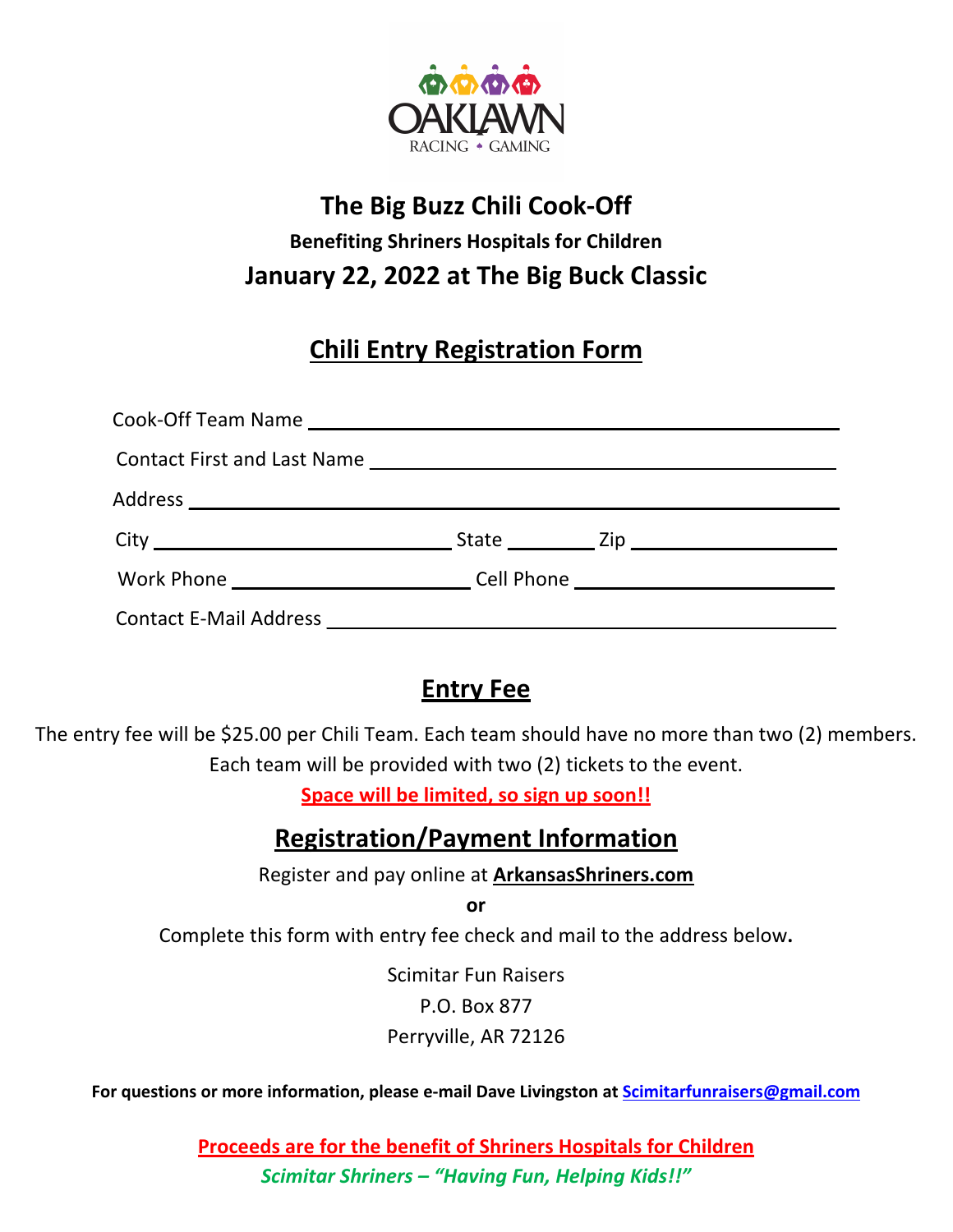OAKLAWN
RACING • GAMING

# The Big Buzz Chili Cook-Off

### Benefiting Shriners Hospitals for Children

## January 22, 2022 at The Big Buck Classic

## Chili Entry Registration Form

Cook-Off Team Name ______________________________________________

Contact First and Last Name ________________________________________

Address ________________________________________________________

City ___________________________ State _________ Zip _________________

Work Phone ______________________ Cell Phone ______________________

Contact E-Mail Address ____________________________________________

## Entry Fee

The entry fee will be $25.00 per Chili Team. Each team should have no more than two (2) members. Each team will be provided with two (2) tickets to the event.

**Space will be limited, so sign up soon!!**

## Registration/Payment Information

Register and pay online at **ArkansasShriners.com**

**or**

Complete this form with entry fee check and mail to the address below**.**

Scimitar Fun Raisers
P.O. Box 877
Perryville, AR 72126

**For questions or more information, please e-mail Dave Livingston at Scimitarfunraisers@gmail.com**

**Proceeds are for the benefit of Shriners Hospitals for Children**

***Scimitar Shriners – "Having Fun, Helping Kids!!"***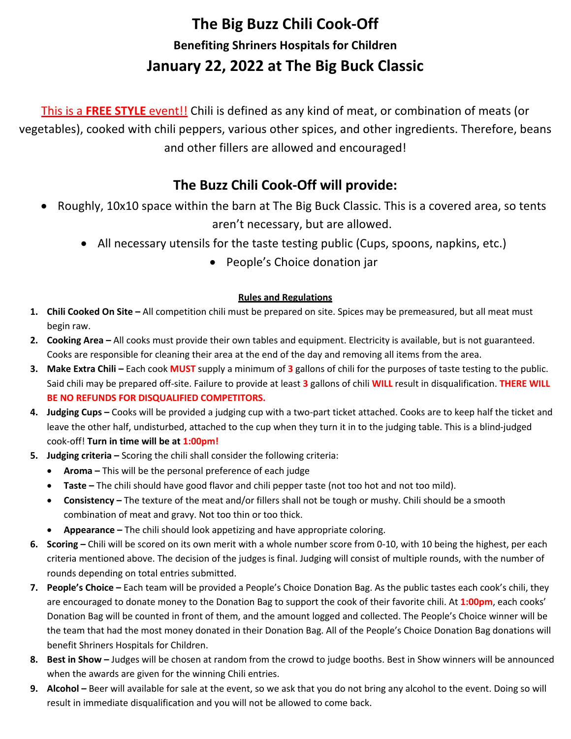# The Big Buzz Chili Cook-Off

### Benefiting Shriners Hospitals for Children

## January 22, 2022 at The Big Buck Classic

This is a **FREE STYLE** event!! Chili is defined as any kind of meat, or combination of meats (or vegetables), cooked with chili peppers, various other spices, and other ingredients. Therefore, beans and other fillers are allowed and encouraged!

## The Buzz Chili Cook-Off will provide:

- Roughly, 10x10 space within the barn at The Big Buck Classic. This is a covered area, so tents aren't necessary, but are allowed.
- All necessary utensils for the taste testing public (Cups, spoons, napkins, etc.)
- People's Choice donation jar

**Rules and Regulations**

1. **Chili Cooked On Site –** All competition chili must be prepared on site. Spices may be premeasured, but all meat must begin raw.
2. **Cooking Area –** All cooks must provide their own tables and equipment. Electricity is available, but is not guaranteed. Cooks are responsible for cleaning their area at the end of the day and removing all items from the area.
3. **Make Extra Chili –** Each cook **MUST** supply a minimum of **3** gallons of chili for the purposes of taste testing to the public. Said chili may be prepared off-site. Failure to provide at least **3** gallons of chili **WILL** result in disqualification. **THERE WILL BE NO REFUNDS FOR DISQUALIFIED COMPETITORS.**
4. **Judging Cups –** Cooks will be provided a judging cup with a two-part ticket attached. Cooks are to keep half the ticket and leave the other half, undisturbed, attached to the cup when they turn it in to the judging table. This is a blind-judged cook-off! **Turn in time will be at 1:00pm!**
5. **Judging criteria –** Scoring the chili shall consider the following criteria:
   - **Aroma –** This will be the personal preference of each judge
   - **Taste –** The chili should have good flavor and chili pepper taste (not too hot and not too mild).
   - **Consistency –** The texture of the meat and/or fillers shall not be tough or mushy. Chili should be a smooth combination of meat and gravy. Not too thin or too thick.
   - **Appearance –** The chili should look appetizing and have appropriate coloring.
6. **Scoring –** Chili will be scored on its own merit with a whole number score from 0-10, with 10 being the highest, per each criteria mentioned above. The decision of the judges is final. Judging will consist of multiple rounds, with the number of rounds depending on total entries submitted.
7. **People's Choice –** Each team will be provided a People's Choice Donation Bag. As the public tastes each cook's chili, they are encouraged to donate money to the Donation Bag to support the cook of their favorite chili. At **1:00pm**, each cooks' Donation Bag will be counted in front of them, and the amount logged and collected. The People's Choice winner will be the team that had the most money donated in their Donation Bag. All of the People's Choice Donation Bag donations will benefit Shriners Hospitals for Children.
8. **Best in Show –** Judges will be chosen at random from the crowd to judge booths. Best in Show winners will be announced when the awards are given for the winning Chili entries.
9. **Alcohol –** Beer will available for sale at the event, so we ask that you do not bring any alcohol to the event. Doing so will result in immediate disqualification and you will not be allowed to come back.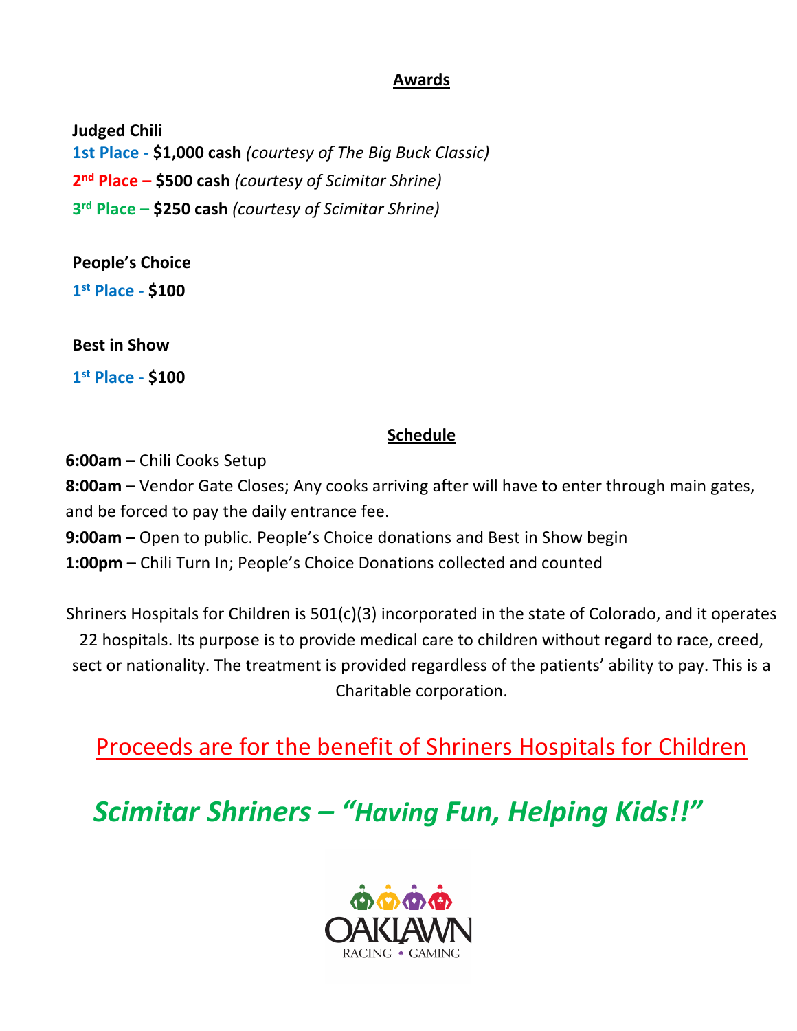## Awards

**Judged Chili**

**1st Place - $1,000 cash** *(courtesy of The Big Buck Classic)*

**2nd Place – $500 cash** *(courtesy of Scimitar Shrine)*

**3rd Place – $250 cash** *(courtesy of Scimitar Shrine)*

**People's Choice**

**1st Place - $100**

**Best in Show**

**1st Place - $100**

## Schedule

**6:00am –** Chili Cooks Setup

**8:00am –** Vendor Gate Closes; Any cooks arriving after will have to enter through main gates, and be forced to pay the daily entrance fee.

**9:00am –** Open to public. People's Choice donations and Best in Show begin

**1:00pm –** Chili Turn In; People's Choice Donations collected and counted

Shriners Hospitals for Children is 501(c)(3) incorporated in the state of Colorado, and it operates 22 hospitals. Its purpose is to provide medical care to children without regard to race, creed, sect or nationality. The treatment is provided regardless of the patients' ability to pay. This is a Charitable corporation.

Proceeds are for the benefit of Shriners Hospitals for Children

***Scimitar Shriners – "Having Fun, Helping Kids!!"***

OAKLAWN
RACING ♠ GAMING